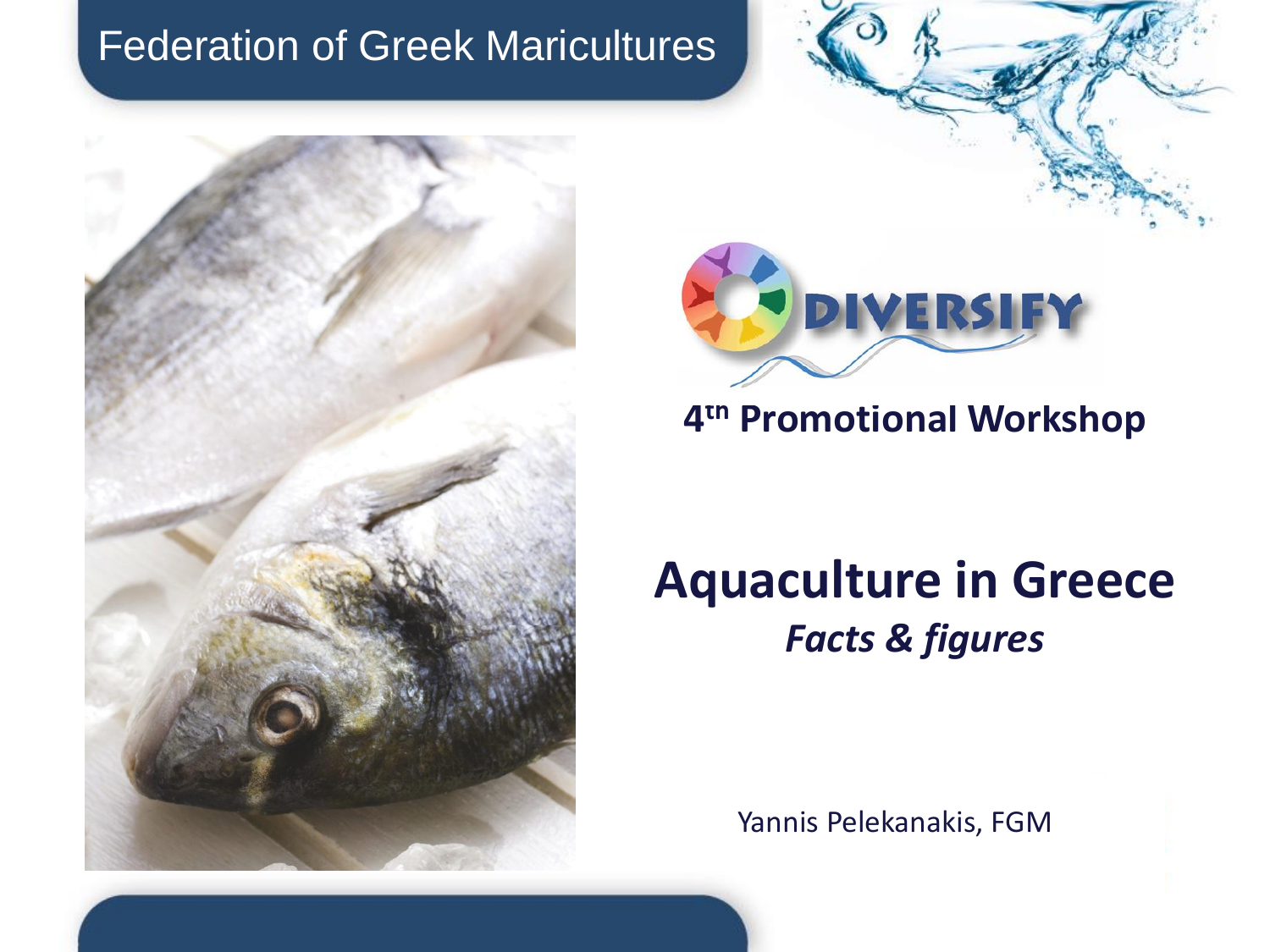Federation of Greek Maricultures

DIVERSIFY

**4th Promotional Workshop**

# Aquaculture in Greece

***Facts & figures***

Yannis Pelekanakis, FGM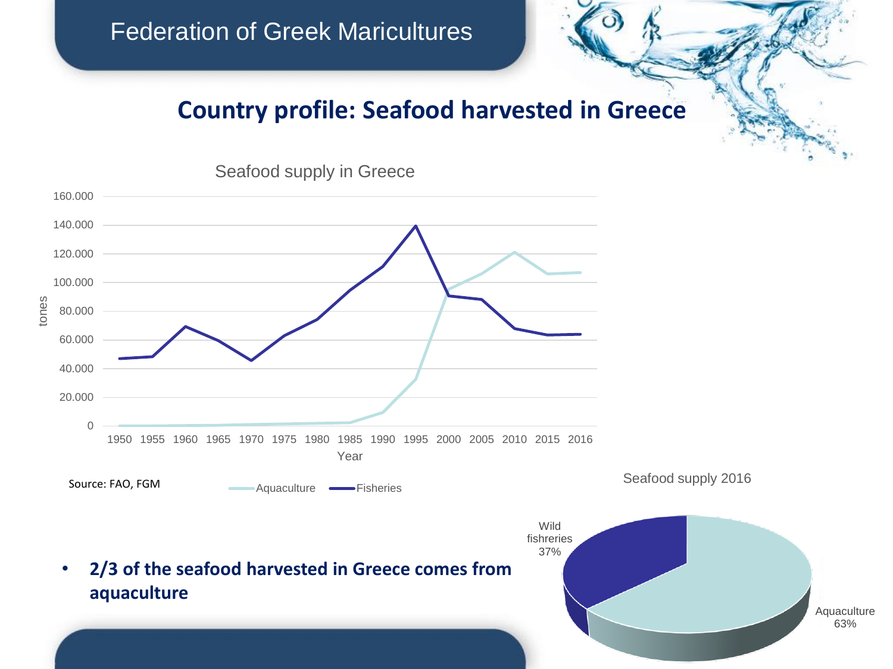## Federation of Greek Maricultures

# Country profile: Seafood harvested in Greece

Seafood supply in Greece

tones

160.000
140.000
120.000
100.000
80.000
60.000
40.000
20.000
0

1950 1955 1960 1965 1970 1975 1980 1985 1990 1995 2000 2005 2010 2015 2016

Year

Aquaculture Fisheries

Source: FAO, FGM

Seafood supply 2016

Wild fishreries 37%

Aquaculture 63%

- **2/3 of the seafood harvested in Greece comes from aquaculture**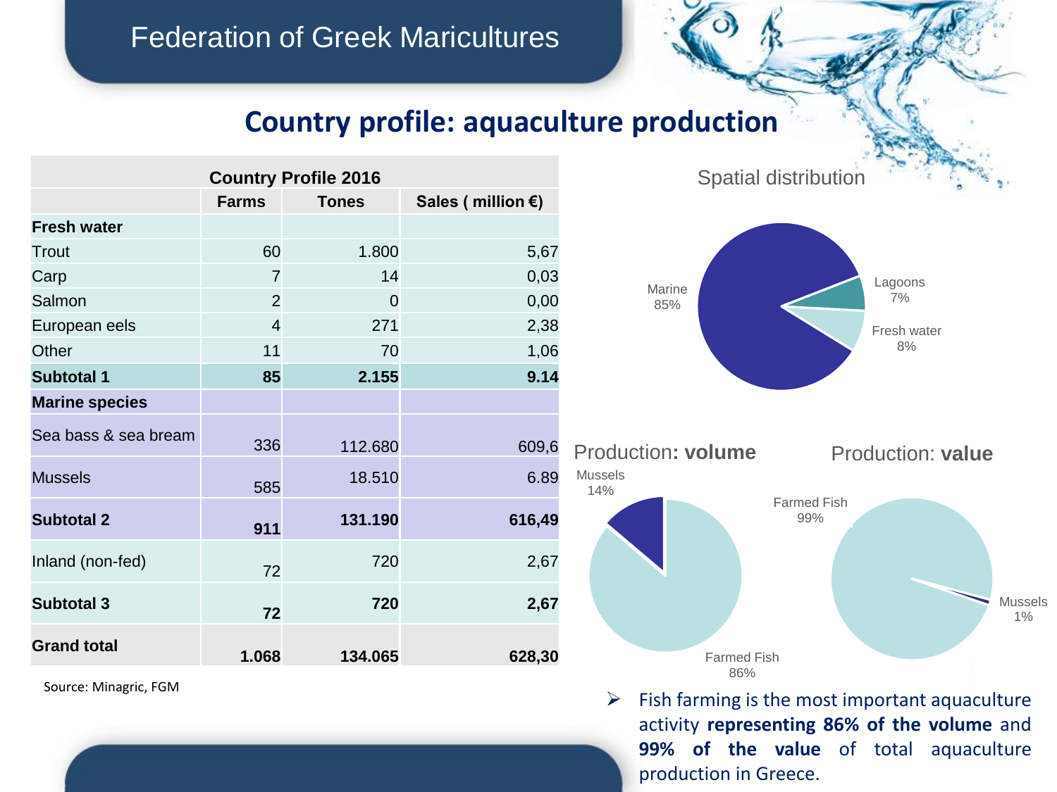## Federation of Greek Maricultures

# Country profile: aquaculture production

| Country Profile 2016 | | | |
|---|---|---|---|
| | **Farms** | **Tones** | **Sales ( million €)** |
| **Fresh water** | | | |
| Trout | 60 | 1.800 | 5,67 |
| Carp | 7 | 14 | 0,03 |
| Salmon | 2 | 0 | 0,00 |
| European eels | 4 | 271 | 2,38 |
| Other | 11 | 70 | 1,06 |
| **Subtotal 1** | **85** | **2.155** | **9.14** |
| **Marine species** | | | |
| Sea bass & sea bream | 336 | 112.680 | 609,6 |
| Mussels | 585 | 18.510 | 6.89 |
| **Subtotal 2** | **911** | **131.190** | **616,49** |
| Inland (non-fed) | 72 | 720 | 2,67 |
| **Subtotal 3** | **72** | **720** | **2,67** |
| **Grand total** | **1.068** | **134.065** | **628,30** |

Source: Minagric, FGM

**Spatial distribution**

Marine 85%, Lagoons 7%, Fresh water 8%

**Production: volume**

Mussels 14%, Farmed Fish 86%

**Production: value**

Farmed Fish 99%, Mussels 1%

- Fish farming is the most important aquaculture activity **representing 86% of the volume** and **99% of the value** of total aquaculture production in Greece.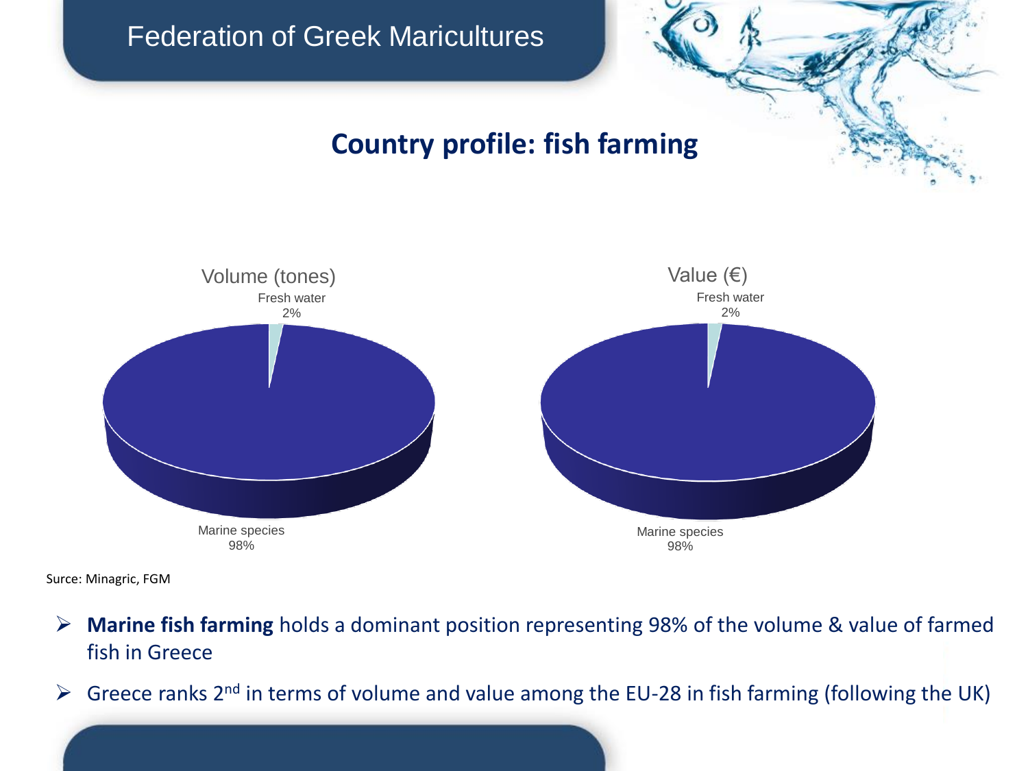## Country profile: fish farming

Volume (tones)

- Fresh water 2%
- Marine species 98%

Value (€)

- Fresh water 2%
- Marine species 98%

Surce: Minagric, FGM

- **Marine fish farming** holds a dominant position representing 98% of the volume & value of farmed fish in Greece
- Greece ranks 2nd in terms of volume and value among the EU-28 in fish farming (following the UK)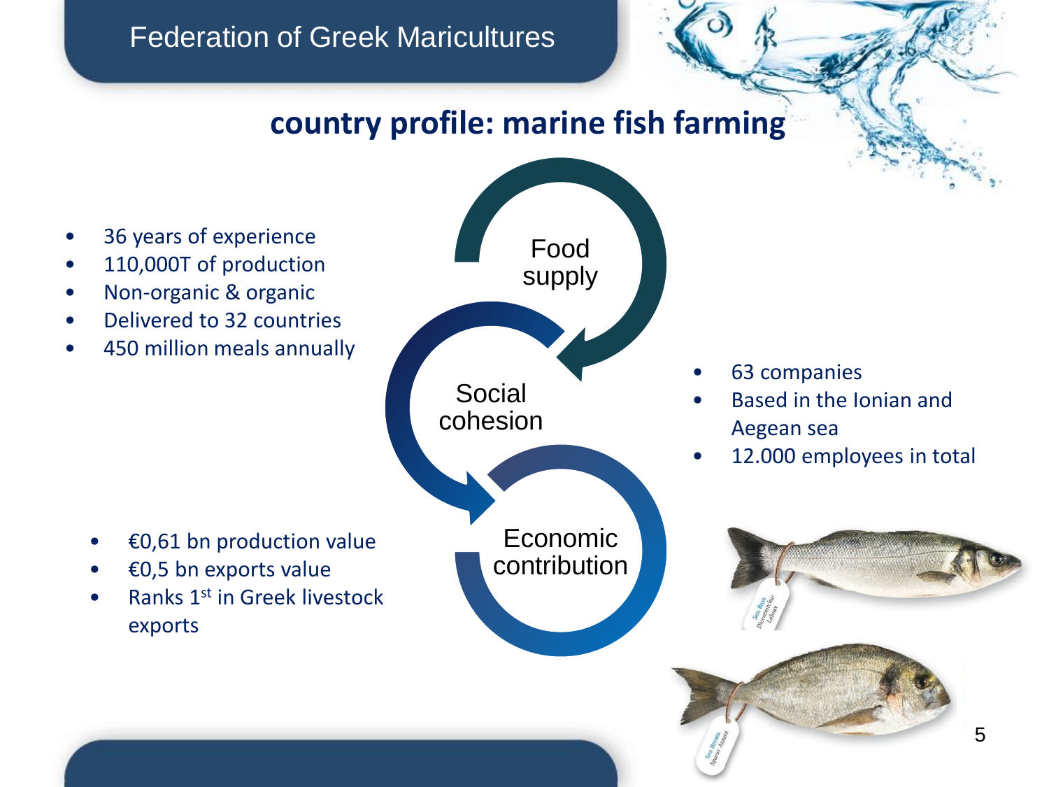# Federation of Greek Maricultures

## country profile: marine fish farming

- 36 years of experience
- 110,000T of production
- Non-organic & organic
- Delivered to 32 countries
- 450 million meals annually

Food supply

Social cohesion

Economic contribution

- 63 companies
- Based in the Ionian and Aegean sea
- 12.000 employees in total

- €0,61 bn production value
- €0,5 bn exports value
- Ranks 1st in Greek livestock exports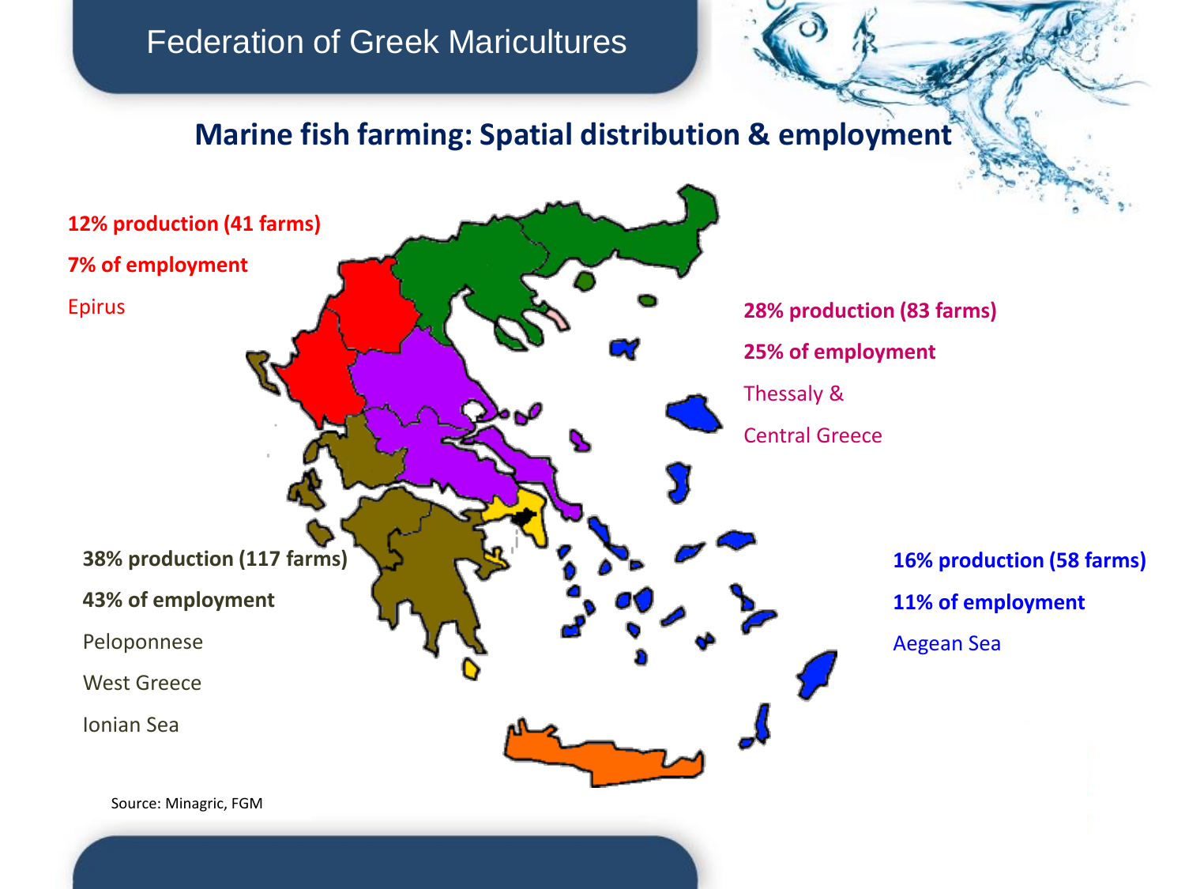Federation of Greek Maricultures

## Marine fish farming: Spatial distribution & employment

**12% production (41 farms)**

**7% of employment**

Epirus

**28% production (83 farms)**

**25% of employment**

Thessaly &

Central Greece

**38% production (117 farms)**

**43% of employment**

Peloponnese

West Greece

Ionian Sea

**16% production (58 farms)**

**11% of employment**

Aegean Sea

Source: Minagric, FGM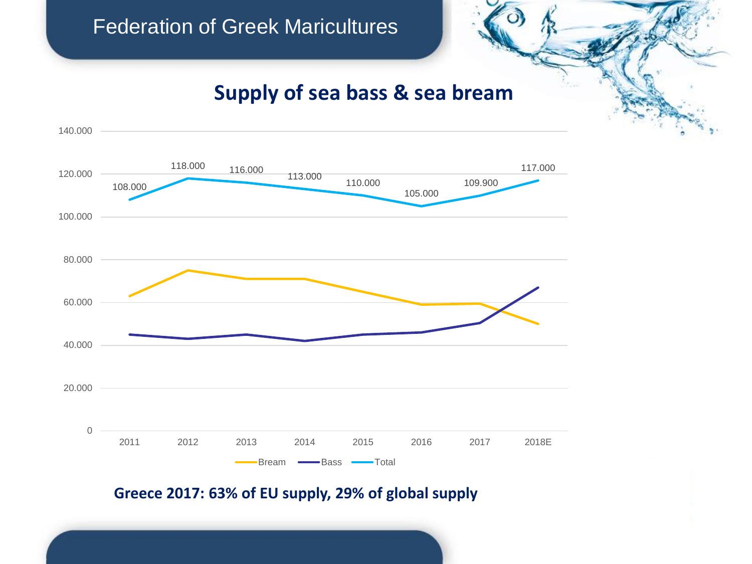# Federation of Greek Maricultures

## Supply of sea bass & sea bream

| | 2011 | 2012 | 2013 | 2014 | 2015 | 2016 | 2017 | 2018E |
|---|---|---|---|---|---|---|---|---|
| Total | 108.000 | 118.000 | 116.000 | 113.000 | 110.000 | 105.000 | 109.900 | 117.000 |

Bream — Bass — Total

**Greece 2017: 63% of EU supply, 29% of global supply**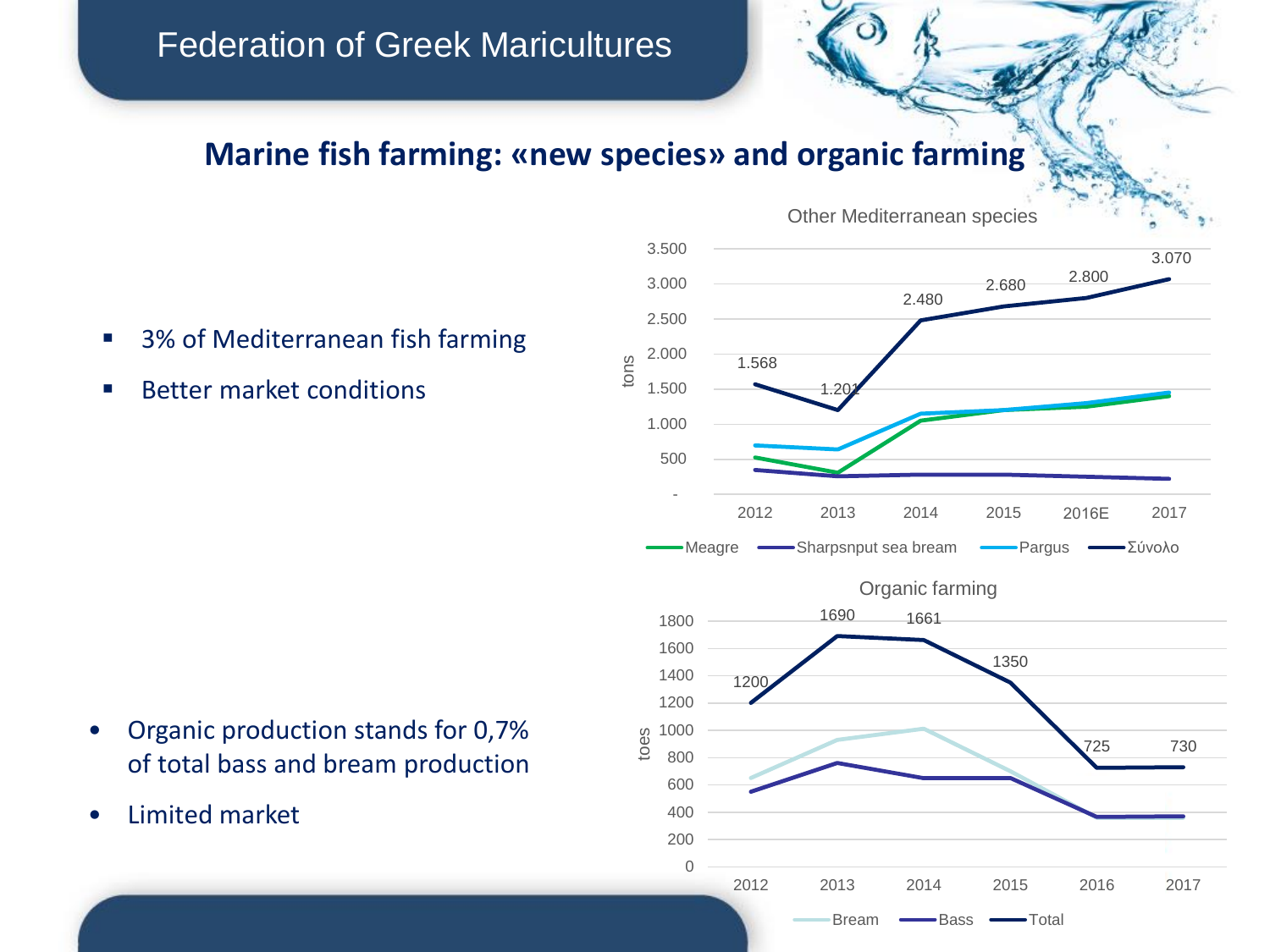# Federation of Greek Maricultures

## Marine fish farming: «new species» and organic farming

- 3% of Mediterranean fish farming
- Better market conditions

**Other Mediterranean species**

| tons | 2012 | 2013 | 2014 | 2015 | 2016E | 2017 |
|---|---|---|---|---|---|---|
| Σύνολο | 1.568 | 1.201 | 2.480 | 2.680 | 2.800 | 3.070 |

Meagre · Sharpsnput sea bream · Pargus · Σύνολο

- Organic production stands for 0,7% of total bass and bream production
- Limited market

**Organic farming**

| toes | 2012 | 2013 | 2014 | 2015 | 2016 | 2017 |
|---|---|---|---|---|---|---|
| Total | 1200 | 1690 | 1661 | 1350 | 725 | 730 |

Bream · Bass · Total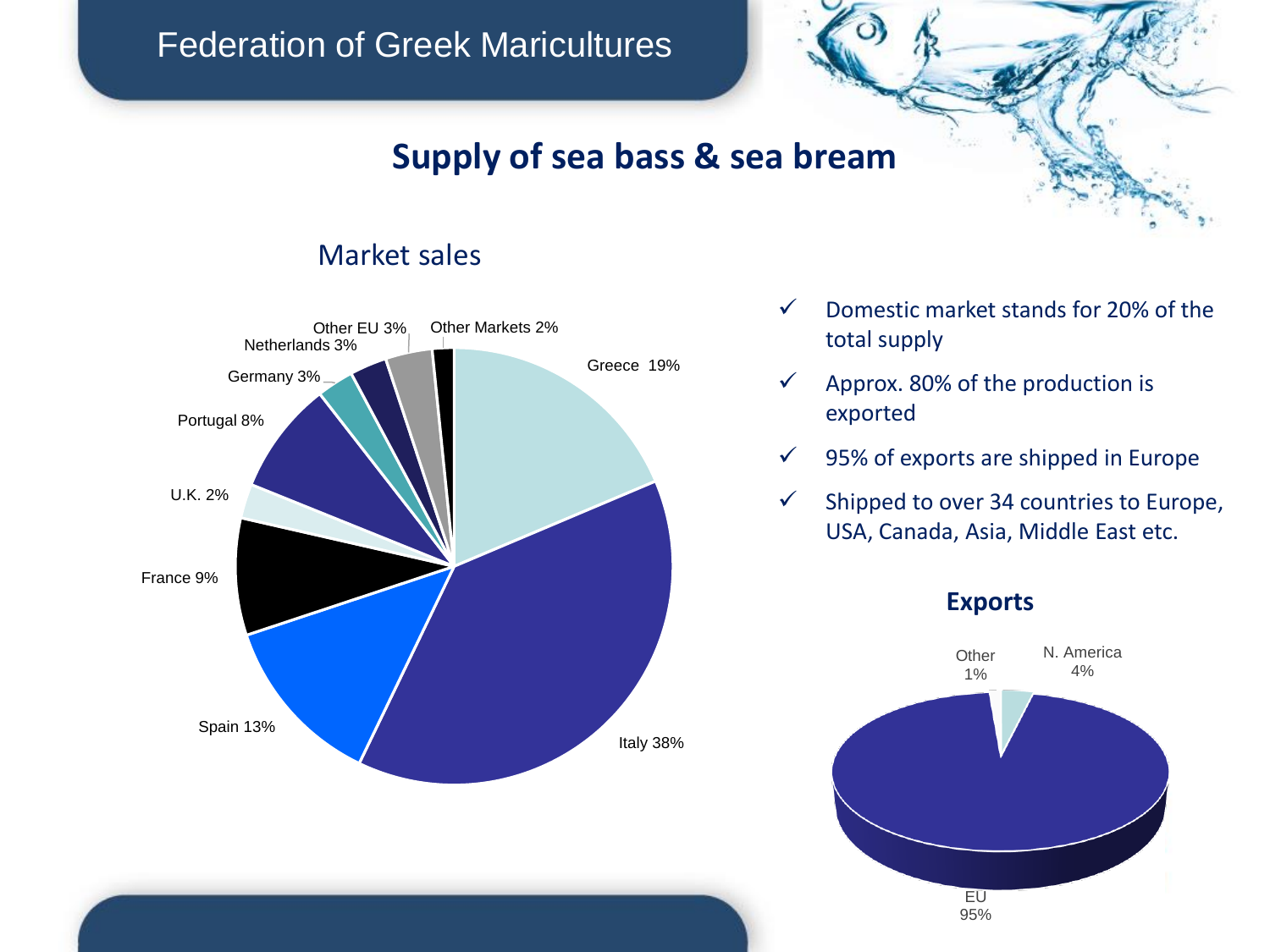# Federation of Greek Maricultures

## Supply of sea bass & sea bream

### Market sales

| Market | Share |
|---|---|
| Greece | 19% |
| Italy | 38% |
| Spain | 13% |
| France | 9% |
| U.K. | 2% |
| Portugal | 8% |
| Germany | 3% |
| Netherlands | 3% |
| Other EU | 3% |
| Other Markets | 2% |

- ✓ Domestic market stands for 20% of the total supply
- ✓ Approx. 80% of the production is exported
- ✓ 95% of exports are shipped in Europe
- ✓ Shipped to over 34 countries to Europe, USA, Canada, Asia, Middle East etc.

### Exports

| Destination | Share |
|---|---|
| EU | 95% |
| N. America | 4% |
| Other | 1% |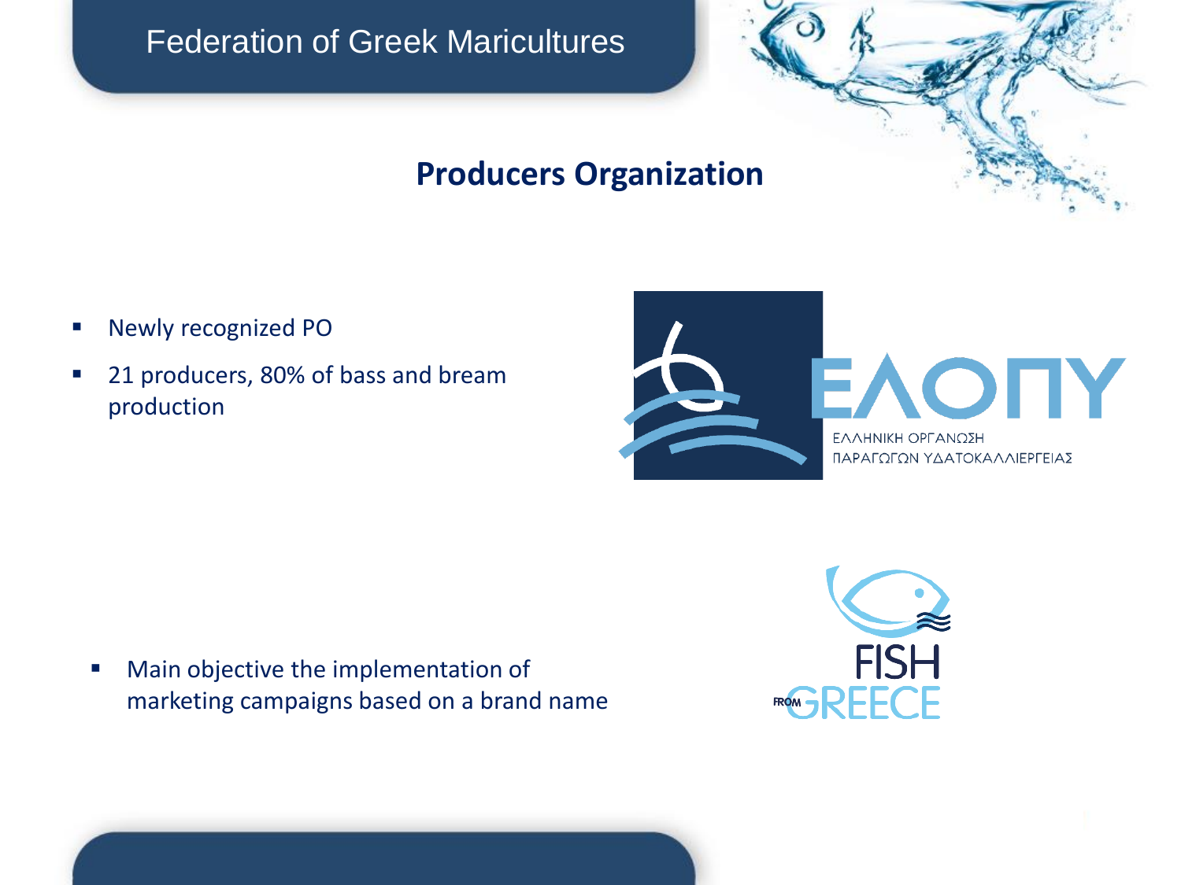# Federation of Greek Maricultures

## Producers Organization

- Newly recognized PO
- 21 producers, 80% of bass and bream production

ΕΛΟΠΥ

ΕΛΛΗΝΙΚΗ ΟΡΓΑΝΩΣΗ ΠΑΡΑΓΩΓΩΝ ΥΔΑΤΟΚΑΛΛΙΕΡΓΕΙΑΣ

- Main objective the implementation of marketing campaigns based on a brand name

FISH FROM GREECE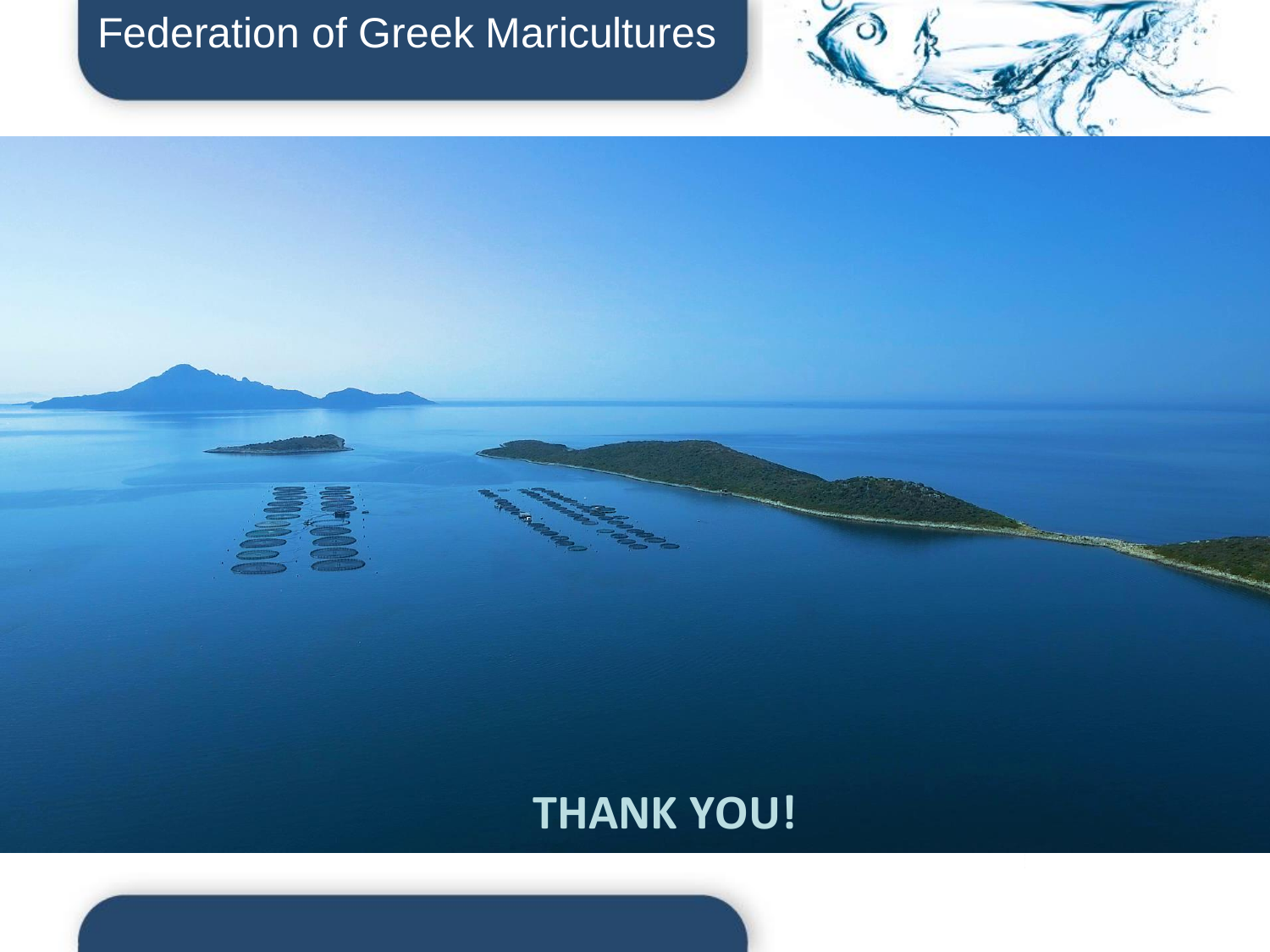# Federation of Greek Maricultures

**THANK YOU!**